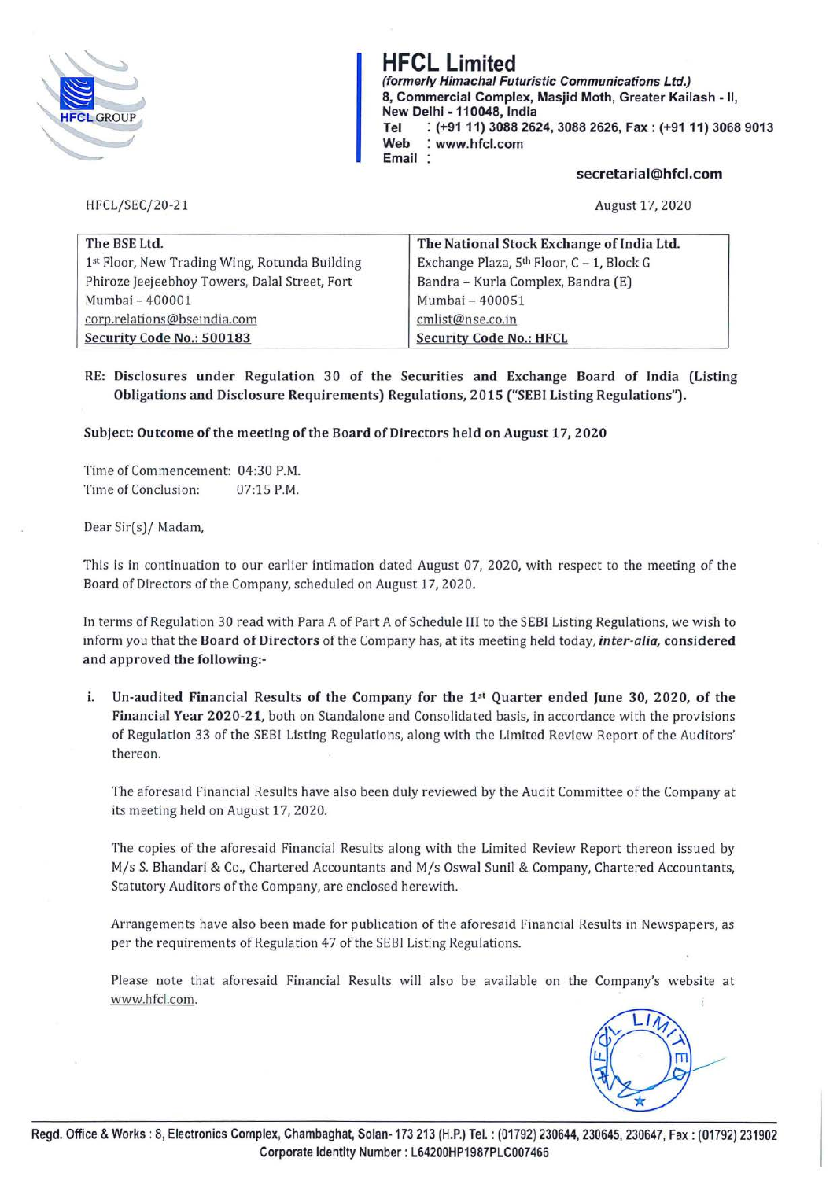# HFCL Limited

***(formerly Himachal Futuristic Communications Ltd.)***
**8, Commercial Complex, Masjid Moth, Greater Kailash - II, New Delhi - 110048, India**
**Tel : (+91 11) 3088 2624, 3088 2626, Fax : (+91 11) 3068 9013**
**Web : www.hfcl.com**
**Email : secretarial@hfcl.com**

HFCL/SEC/20-21

August 17, 2020

| The BSE Ltd. | The National Stock Exchange of India Ltd. |
|---|---|
| 1st Floor, New Trading Wing, Rotunda Building | Exchange Plaza, 5th Floor, C – 1, Block G |
| Phiroze Jeejeebhoy Towers, Dalal Street, Fort | Bandra – Kurla Complex, Bandra (E) |
| Mumbai – 400001 | Mumbai – 400051 |
| corp.relations@bseindia.com | cmlist@nse.co.in |
| **Security Code No.: 500183** | **Security Code No.: HFCL** |

**RE: Disclosures under Regulation 30 of the Securities and Exchange Board of India (Listing Obligations and Disclosure Requirements) Regulations, 2015 ("SEBI Listing Regulations").**

**Subject: Outcome of the meeting of the Board of Directors held on August 17, 2020**

Time of Commencement: 04:30 P.M.
Time of Conclusion: 07:15 P.M.

Dear Sir(s)/ Madam,

This is in continuation to our earlier intimation dated August 07, 2020, with respect to the meeting of the Board of Directors of the Company, scheduled on August 17, 2020.

In terms of Regulation 30 read with Para A of Part A of Schedule III to the SEBI Listing Regulations, we wish to inform you that the **Board of Directors** of the Company has, at its meeting held today, ***inter-alia,*** **considered and approved the following:-**

i. **Un-audited Financial Results of the Company for the 1st Quarter ended June 30, 2020, of the Financial Year 2020-21,** both on Standalone and Consolidated basis, in accordance with the provisions of Regulation 33 of the SEBI Listing Regulations, along with the Limited Review Report of the Auditors' thereon.

   The aforesaid Financial Results have also been duly reviewed by the Audit Committee of the Company at its meeting held on August 17, 2020.

   The copies of the aforesaid Financial Results along with the Limited Review Report thereon issued by M/s S. Bhandari & Co., Chartered Accountants and M/s Oswal Sunil & Company, Chartered Accountants, Statutory Auditors of the Company, are enclosed herewith.

   Arrangements have also been made for publication of the aforesaid Financial Results in Newspapers, as per the requirements of Regulation 47 of the SEBI Listing Regulations.

   Please note that aforesaid Financial Results will also be available on the Company's website at www.hfcl.com.

**Regd. Office & Works : 8, Electronics Complex, Chambaghat, Solan- 173 213 (H.P.) Tel. : (01792) 230644, 230645, 230647, Fax : (01792) 231902**
**Corporate Identity Number : L64200HP1987PLC007466**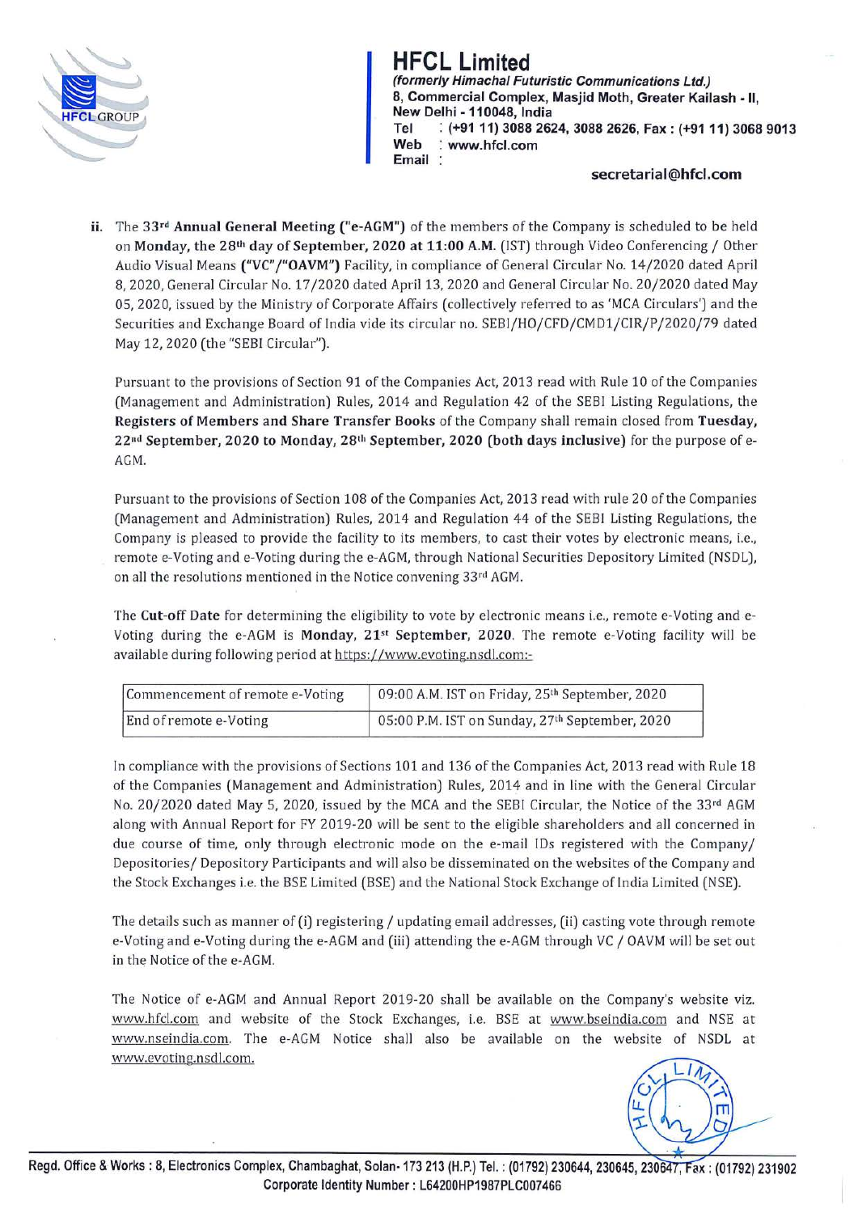ii. The 33rd **Annual General Meeting ("e-AGM")** of the members of the Company is scheduled to be held on **Monday, the 28th day of September, 2020 at 11:00 A.M.** (IST) through Video Conferencing / Other Audio Visual Means **("VC"/"OAVM")** Facility, in compliance of General Circular No. 14/2020 dated April 8, 2020, General Circular No. 17/2020 dated April 13, 2020 and General Circular No. 20/2020 dated May 05, 2020, issued by the Ministry of Corporate Affairs (collectively referred to as 'MCA Circulars') and the Securities and Exchange Board of India vide its circular no. SEBI/HO/CFD/CMD1/CIR/P/2020/79 dated May 12, 2020 (the "SEBI Circular").

Pursuant to the provisions of Section 91 of the Companies Act, 2013 read with Rule 10 of the Companies (Management and Administration) Rules, 2014 and Regulation 42 of the SEBI Listing Regulations, the **Registers of Members and Share Transfer Books** of the Company shall remain closed from **Tuesday, 22nd September, 2020 to Monday, 28th September, 2020 (both days inclusive)** for the purpose of e-AGM.

Pursuant to the provisions of Section 108 of the Companies Act, 2013 read with rule 20 of the Companies (Management and Administration) Rules, 2014 and Regulation 44 of the SEBI Listing Regulations, the Company is pleased to provide the facility to its members, to cast their votes by electronic means, i.e., remote e-Voting and e-Voting during the e-AGM, through National Securities Depository Limited (NSDL), on all the resolutions mentioned in the Notice convening 33rd AGM.

The **Cut-off Date** for determining the eligibility to vote by electronic means i.e., remote e-Voting and e-Voting during the e-AGM is **Monday, 21st September, 2020**. The remote e-Voting facility will be available during following period at https://www.evoting.nsdl.com:-

| Commencement of remote e-Voting | 09:00 A.M. IST on Friday, 25th September, 2020 |
|---|---|
| End of remote e-Voting | 05:00 P.M. IST on Sunday, 27th September, 2020 |

In compliance with the provisions of Sections 101 and 136 of the Companies Act, 2013 read with Rule 18 of the Companies (Management and Administration) Rules, 2014 and in line with the General Circular No. 20/2020 dated May 5, 2020, issued by the MCA and the SEBI Circular, the Notice of the 33rd AGM along with Annual Report for FY 2019-20 will be sent to the eligible shareholders and all concerned in due course of time, only through electronic mode on the e-mail IDs registered with the Company/ Depositories/ Depository Participants and will also be disseminated on the websites of the Company and the Stock Exchanges i.e. the BSE Limited (BSE) and the National Stock Exchange of India Limited (NSE).

The details such as manner of (i) registering / updating email addresses, (ii) casting vote through remote e-Voting and e-Voting during the e-AGM and (iii) attending the e-AGM through VC / OAVM will be set out in the Notice of the e-AGM.

The Notice of e-AGM and Annual Report 2019-20 shall be available on the Company's website viz. www.hfcl.com and website of the Stock Exchanges, i.e. BSE at www.bseindia.com and NSE at www.nseindia.com. The e-AGM Notice shall also be available on the website of NSDL at www.evoting.nsdl.com.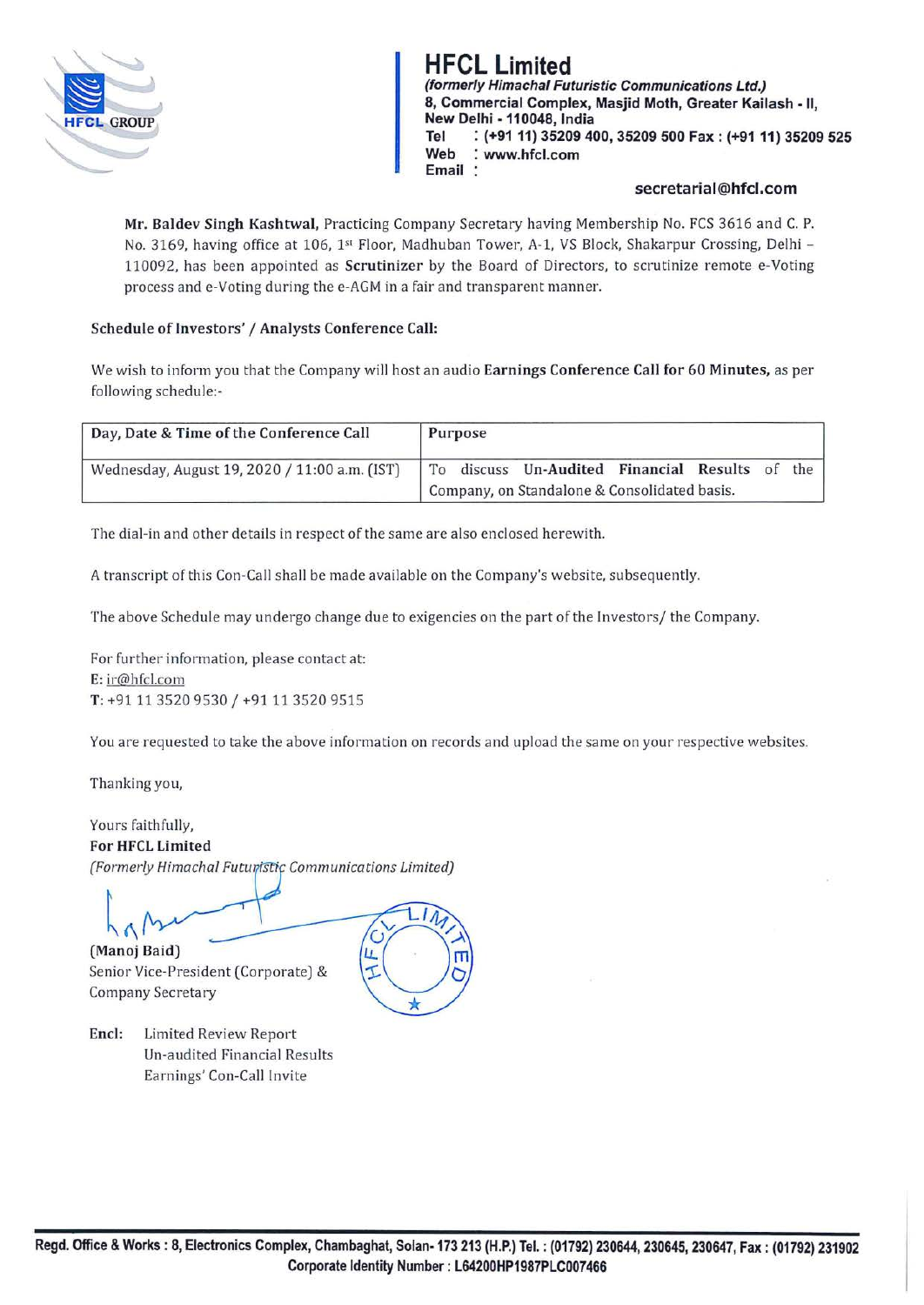# HFCL Limited

*(formerly Himachal Futuristic Communications Ltd.)*
**8, Commercial Complex, Masjid Moth, Greater Kailash - II, New Delhi - 110048, India**
**Tel : (+91 11) 35209 400, 35209 500 Fax : (+91 11) 35209 525**
**Web : www.hfcl.com**
**Email : secretarial@hfcl.com**

**Mr. Baldev Singh Kashtwal,** Practicing Company Secretary having Membership No. FCS 3616 and C. P. No. 3169, having office at 106, 1st Floor, Madhuban Tower, A-1, VS Block, Shakarpur Crossing, Delhi – 110092, has been appointed as **Scrutinizer** by the Board of Directors, to scrutinize remote e-Voting process and e-Voting during the e-AGM in a fair and transparent manner.

**Schedule of Investors' / Analysts Conference Call:**

We wish to inform you that the Company will host an audio **Earnings Conference Call for 60 Minutes,** as per following schedule:-

| Day, Date & Time of the Conference Call | Purpose |
|---|---|
| Wednesday, August 19, 2020 / 11:00 a.m. (IST) | To discuss **Un-Audited Financial Results** of the Company, on Standalone & Consolidated basis. |

The dial-in and other details in respect of the same are also enclosed herewith.

A transcript of this Con-Call shall be made available on the Company's website, subsequently.

The above Schedule may undergo change due to exigencies on the part of the Investors/ the Company.

For further information, please contact at:
E: ir@hfcl.com
T: +91 11 3520 9530 / +91 11 3520 9515

You are requested to take the above information on records and upload the same on your respective websites.

Thanking you,

Yours faithfully,
**For HFCL Limited**
*(Formerly Himachal Futuristic Communications Limited)*

**(Manoj Baid)**
Senior Vice-President (Corporate) &
Company Secretary

**Encl:** Limited Review Report
Un-audited Financial Results
Earnings' Con-Call Invite

**Regd. Office & Works : 8, Electronics Complex, Chambaghat, Solan- 173 213 (H.P.) Tel. : (01792) 230644, 230645, 230647, Fax : (01792) 231902**
**Corporate Identity Number : L64200HP1987PLC007466**